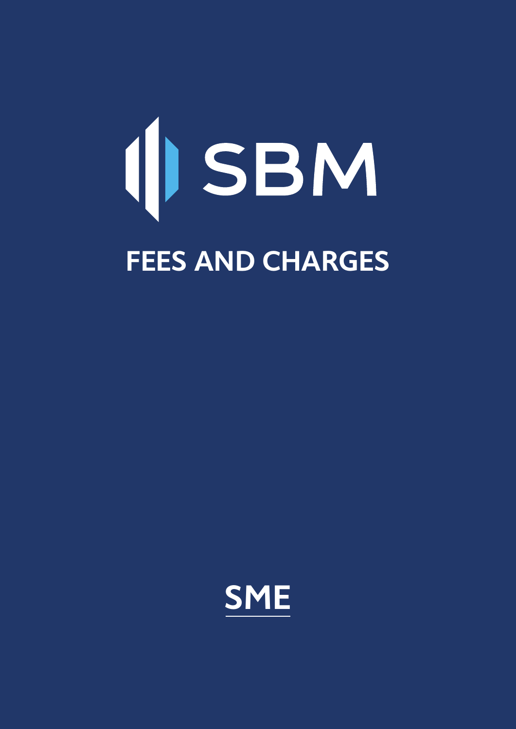# SBM

## FEES AND CHARGES

**SME**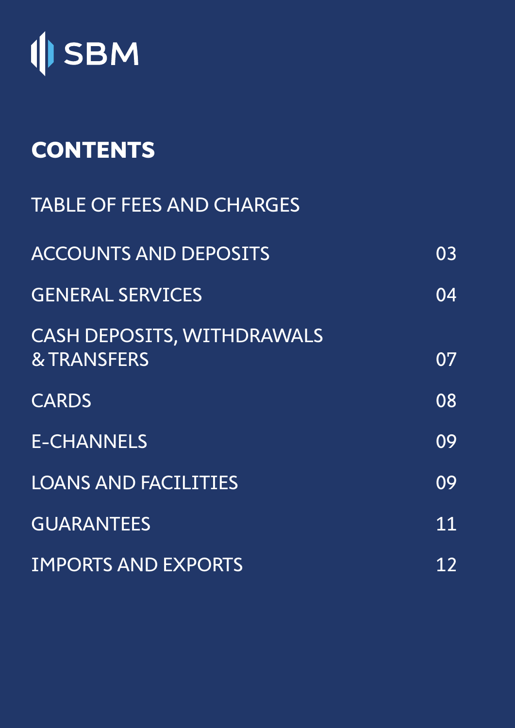SBM

# CONTENTS

TABLE OF FEES AND CHARGES

| | |
|---|---|
| ACCOUNTS AND DEPOSITS | 03 |
| GENERAL SERVICES | 04 |
| CASH DEPOSITS, WITHDRAWALS & TRANSFERS | 07 |
| CARDS | 08 |
| E-CHANNELS | 09 |
| LOANS AND FACILITIES | 09 |
| GUARANTEES | 11 |
| IMPORTS AND EXPORTS | 12 |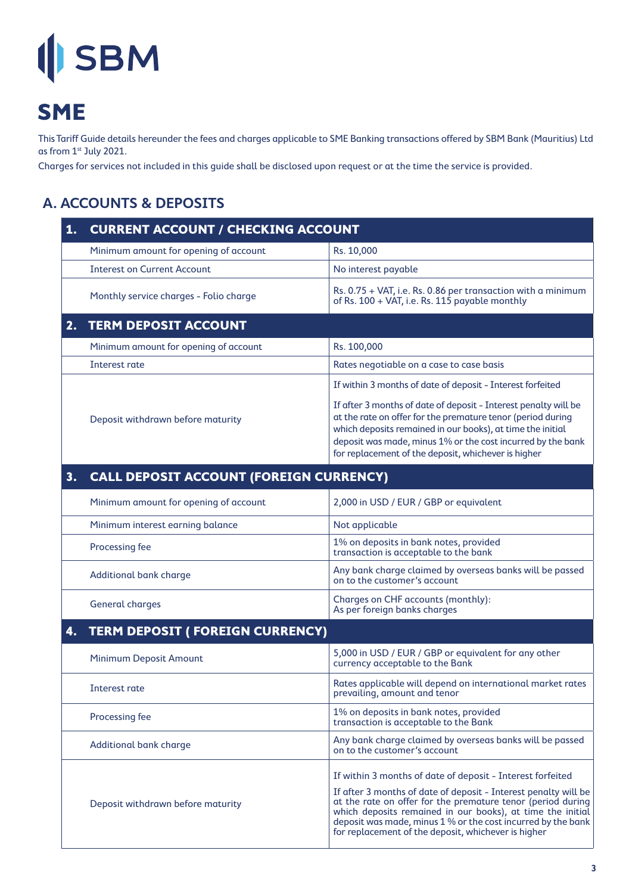SBM

# SME

This Tariff Guide details hereunder the fees and charges applicable to SME Banking transactions offered by SBM Bank (Mauritius) Ltd as from 1st July 2021.

Charges for services not included in this guide shall be disclosed upon request or at the time the service is provided.

## A. ACCOUNTS & DEPOSITS

| **1. CURRENT ACCOUNT / CHECKING ACCOUNT** | |
|---|---|
| Minimum amount for opening of account | Rs. 10,000 |
| Interest on Current Account | No interest payable |
| Monthly service charges - Folio charge | Rs. 0.75 + VAT, i.e. Rs. 0.86 per transaction with a minimum of Rs. 100 + VAT, i.e. Rs. 115 payable monthly |
| **2. TERM DEPOSIT ACCOUNT** | |
| Minimum amount for opening of account | Rs. 100,000 |
| Interest rate | Rates negotiable on a case to case basis |
| Deposit withdrawn before maturity | If within 3 months of date of deposit - Interest forfeited<br><br>If after 3 months of date of deposit - Interest penalty will be at the rate on offer for the premature tenor (period during which deposits remained in our books), at time the initial deposit was made, minus 1% or the cost incurred by the bank for replacement of the deposit, whichever is higher |
| **3. CALL DEPOSIT ACCOUNT (FOREIGN CURRENCY)** | |
| Minimum amount for opening of account | 2,000 in USD / EUR / GBP or equivalent |
| Minimum interest earning balance | Not applicable |
| Processing fee | 1% on deposits in bank notes, provided transaction is acceptable to the bank |
| Additional bank charge | Any bank charge claimed by overseas banks will be passed on to the customer's account |
| General charges | Charges on CHF accounts (monthly):<br>As per foreign banks charges |
| **4. TERM DEPOSIT ( FOREIGN CURRENCY)** | |
| Minimum Deposit Amount | 5,000 in USD / EUR / GBP or equivalent for any other currency acceptable to the Bank |
| Interest rate | Rates applicable will depend on international market rates prevailing, amount and tenor |
| Processing fee | 1% on deposits in bank notes, provided transaction is acceptable to the Bank |
| Additional bank charge | Any bank charge claimed by overseas banks will be passed on to the customer's account |
| Deposit withdrawn before maturity | If within 3 months of date of deposit - Interest forfeited<br><br>If after 3 months of date of deposit - Interest penalty will be at the rate on offer for the premature tenor (period during which deposits remained in our books), at time the initial deposit was made, minus 1 % or the cost incurred by the bank for replacement of the deposit, whichever is higher |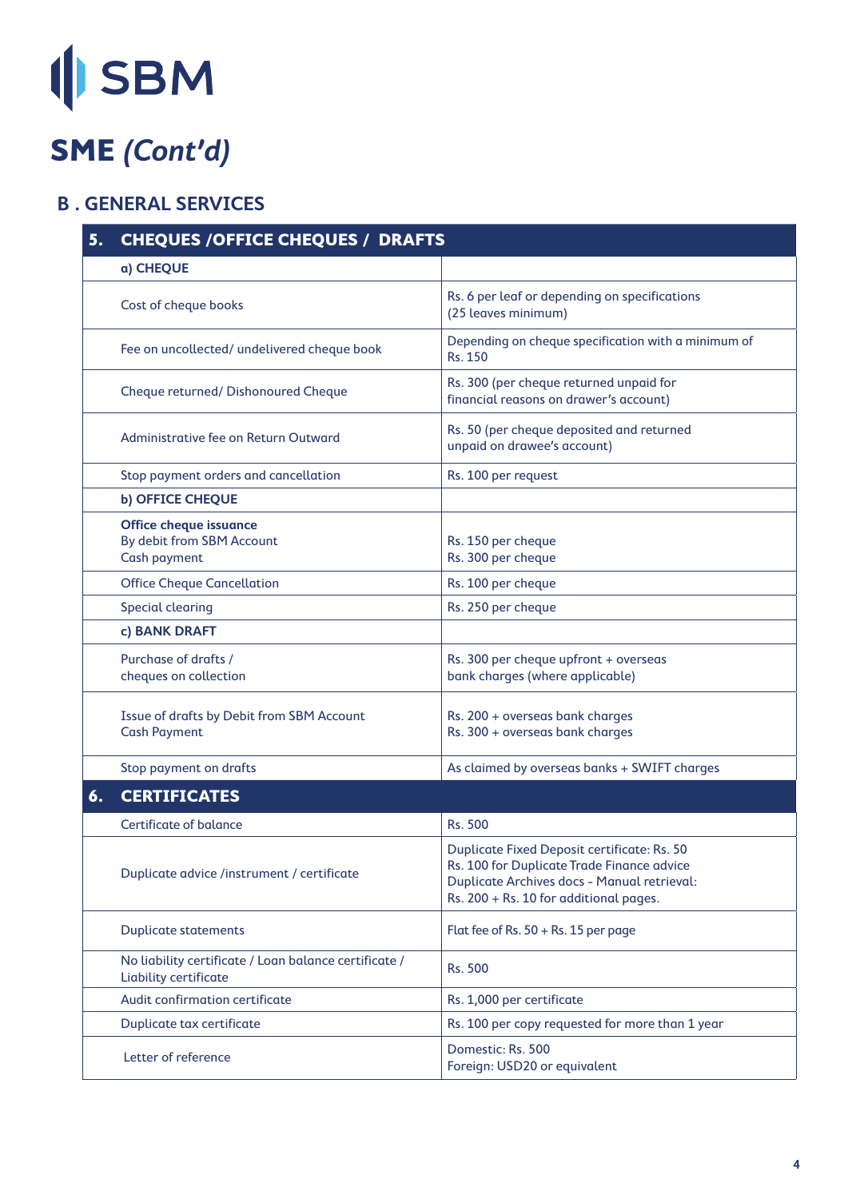SBM

# SME *(Cont'd)*

## B . GENERAL SERVICES

| **5. CHEQUES /OFFICE CHEQUES / DRAFTS** | |
|---|---|
| **a) CHEQUE** | |
| Cost of cheque books | Rs. 6 per leaf or depending on specifications (25 leaves minimum) |
| Fee on uncollected/ undelivered cheque book | Depending on cheque specification with a minimum of Rs. 150 |
| Cheque returned/ Dishonoured Cheque | Rs. 300 (per cheque returned unpaid for financial reasons on drawer's account) |
| Administrative fee on Return Outward | Rs. 50 (per cheque deposited and returned unpaid on drawee's account) |
| Stop payment orders and cancellation | Rs. 100 per request |
| **b) OFFICE CHEQUE** | |
| **Office cheque issuance**<br>By debit from SBM Account<br>Cash payment | <br>Rs. 150 per cheque<br>Rs. 300 per cheque |
| Office Cheque Cancellation | Rs. 100 per cheque |
| Special clearing | Rs. 250 per cheque |
| **c) BANK DRAFT** | |
| Purchase of drafts / cheques on collection | Rs. 300 per cheque upfront + overseas bank charges (where applicable) |
| Issue of drafts by Debit from SBM Account<br>Cash Payment | Rs. 200 + overseas bank charges<br>Rs. 300 + overseas bank charges |
| Stop payment on drafts | As claimed by overseas banks + SWIFT charges |
| **6. CERTIFICATES** | |
| Certificate of balance | Rs. 500 |
| Duplicate advice /instrument / certificate | Duplicate Fixed Deposit certificate: Rs. 50<br>Rs. 100 for Duplicate Trade Finance advice<br>Duplicate Archives docs - Manual retrieval: Rs. 200 + Rs. 10 for additional pages. |
| Duplicate statements | Flat fee of Rs. 50 + Rs. 15 per page |
| No liability certificate / Loan balance certificate / Liability certificate | Rs. 500 |
| Audit confirmation certificate | Rs. 1,000 per certificate |
| Duplicate tax certificate | Rs. 100 per copy requested for more than 1 year |
| Letter of reference | Domestic: Rs. 500<br>Foreign: USD20 or equivalent |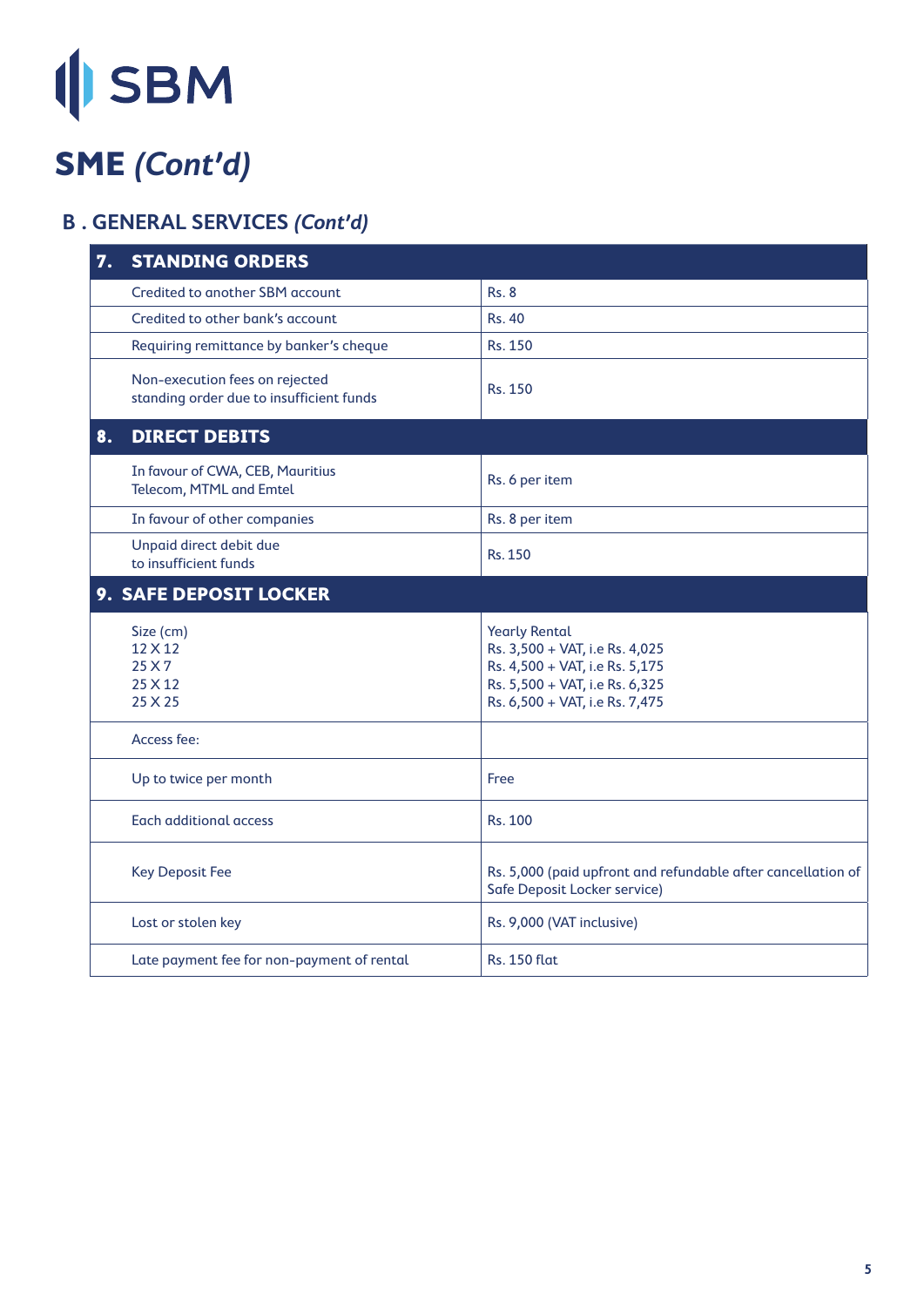SBM

# SME *(Cont'd)*

## B . GENERAL SERVICES *(Cont'd)*

| **7. STANDING ORDERS** | |
|---|---|
| Credited to another SBM account | Rs. 8 |
| Credited to other bank's account | Rs. 40 |
| Requiring remittance by banker's cheque | Rs. 150 |
| Non-execution fees on rejected standing order due to insufficient funds | Rs. 150 |
| **8. DIRECT DEBITS** | |
| In favour of CWA, CEB, Mauritius Telecom, MTML and Emtel | Rs. 6 per item |
| In favour of other companies | Rs. 8 per item |
| Unpaid direct debit due to insufficient funds | Rs. 150 |
| **9. SAFE DEPOSIT LOCKER** | |
| Size (cm)<br>12 X 12<br>25 X 7<br>25 X 12<br>25 X 25 | Yearly Rental<br>Rs. 3,500 + VAT, i.e Rs. 4,025<br>Rs. 4,500 + VAT, i.e Rs. 5,175<br>Rs. 5,500 + VAT, i.e Rs. 6,325<br>Rs. 6,500 + VAT, i.e Rs. 7,475 |
| Access fee: | |
| Up to twice per month | Free |
| Each additional access | Rs. 100 |
| Key Deposit Fee | Rs. 5,000 (paid upfront and refundable after cancellation of Safe Deposit Locker service) |
| Lost or stolen key | Rs. 9,000 (VAT inclusive) |
| Late payment fee for non-payment of rental | Rs. 150 flat |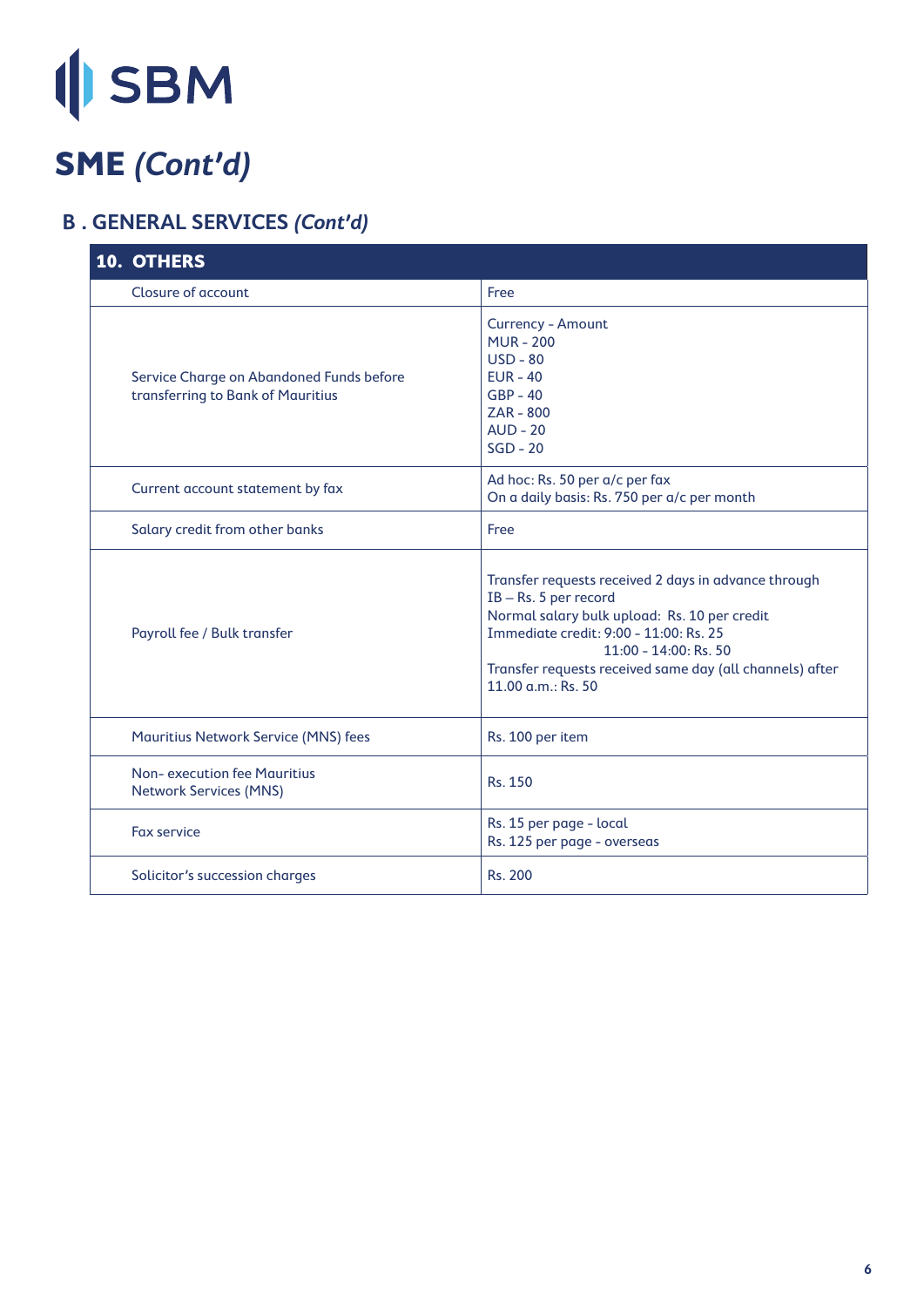# SBM

# SME *(Cont'd)*

## B . GENERAL SERVICES *(Cont'd)*

| 10. OTHERS | |
|---|---|
| Closure of account | Free |
| Service Charge on Abandoned Funds before transferring to Bank of Mauritius | Currency - Amount<br>MUR - 200<br>USD - 80<br>EUR - 40<br>GBP - 40<br>ZAR - 800<br>AUD - 20<br>SGD - 20 |
| Current account statement by fax | Ad hoc: Rs. 50 per a/c per fax<br>On a daily basis: Rs. 750 per a/c per month |
| Salary credit from other banks | Free |
| Payroll fee / Bulk transfer | Transfer requests received 2 days in advance through IB – Rs. 5 per record<br>Normal salary bulk upload: Rs. 10 per credit<br>Immediate credit: 9:00 - 11:00: Rs. 25<br>11:00 - 14:00: Rs. 50<br>Transfer requests received same day (all channels) after 11.00 a.m.: Rs. 50 |
| Mauritius Network Service (MNS) fees | Rs. 100 per item |
| Non- execution fee Mauritius Network Services (MNS) | Rs. 150 |
| Fax service | Rs. 15 per page - local<br>Rs. 125 per page - overseas |
| Solicitor's succession charges | Rs. 200 |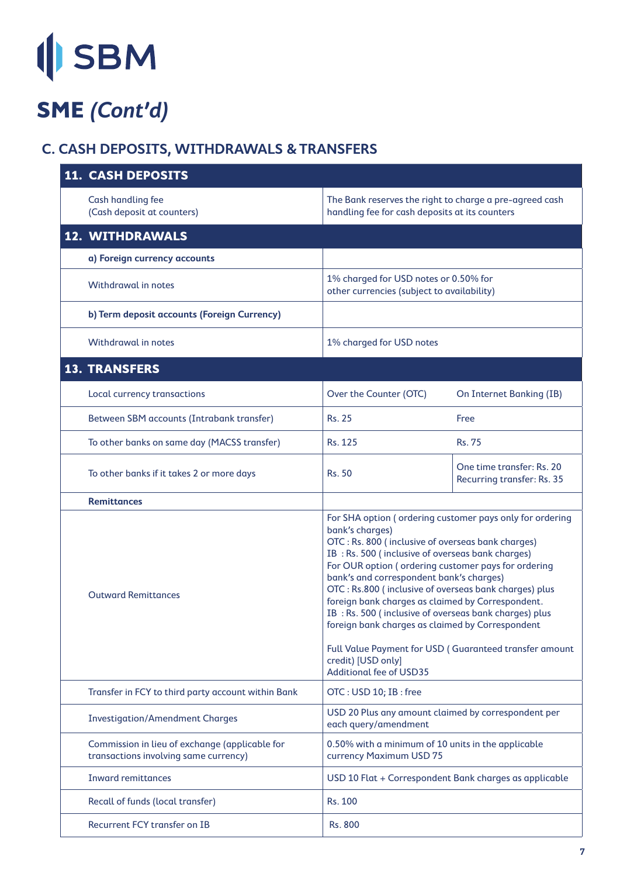# SBM

# SME *(Cont'd)*

## C. CASH DEPOSITS, WITHDRAWALS & TRANSFERS

| **11. CASH DEPOSITS** | | |
|---|---|---|
| Cash handling fee (Cash deposit at counters) | The Bank reserves the right to charge a pre-agreed cash handling fee for cash deposits at its counters | |
| **12. WITHDRAWALS** | | |
| **a) Foreign currency accounts** | | |
| Withdrawal in notes | 1% charged for USD notes or 0.50% for other currencies (subject to availability) | |
| **b) Term deposit accounts (Foreign Currency)** | | |
| Withdrawal in notes | 1% charged for USD notes | |
| **13. TRANSFERS** | | |
| Local currency transactions | Over the Counter (OTC) | On Internet Banking (IB) |
| Between SBM accounts (Intrabank transfer) | Rs. 25 | Free |
| To other banks on same day (MACSS transfer) | Rs. 125 | Rs. 75 |
| To other banks if it takes 2 or more days | Rs. 50 | One time transfer: Rs. 20<br>Recurring transfer: Rs. 35 |
| **Remittances** | | |
| Outward Remittances | For SHA option ( ordering customer pays only for ordering bank's charges)<br>OTC : Rs. 800 ( inclusive of overseas bank charges)<br>IB : Rs. 500 ( inclusive of overseas bank charges)<br>For OUR option ( ordering customer pays for ordering bank's and correspondent bank's charges)<br>OTC : Rs.800 ( inclusive of overseas bank charges) plus foreign bank charges as claimed by Correspondent.<br>IB : Rs. 500 ( inclusive of overseas bank charges) plus foreign bank charges as claimed by Correspondent<br><br>Full Value Payment for USD ( Guaranteed transfer amount credit) [USD only]<br>Additional fee of USD35 | |
| Transfer in FCY to third party account within Bank | OTC : USD 10; IB : free | |
| Investigation/Amendment Charges | USD 20 Plus any amount claimed by correspondent per each query/amendment | |
| Commission in lieu of exchange (applicable for transactions involving same currency) | 0.50% with a minimum of 10 units in the applicable currency Maximum USD 75 | |
| Inward remittances | USD 10 Flat + Correspondent Bank charges as applicable | |
| Recall of funds (local transfer) | Rs. 100 | |
| Recurrent FCY transfer on IB | Rs. 800 | |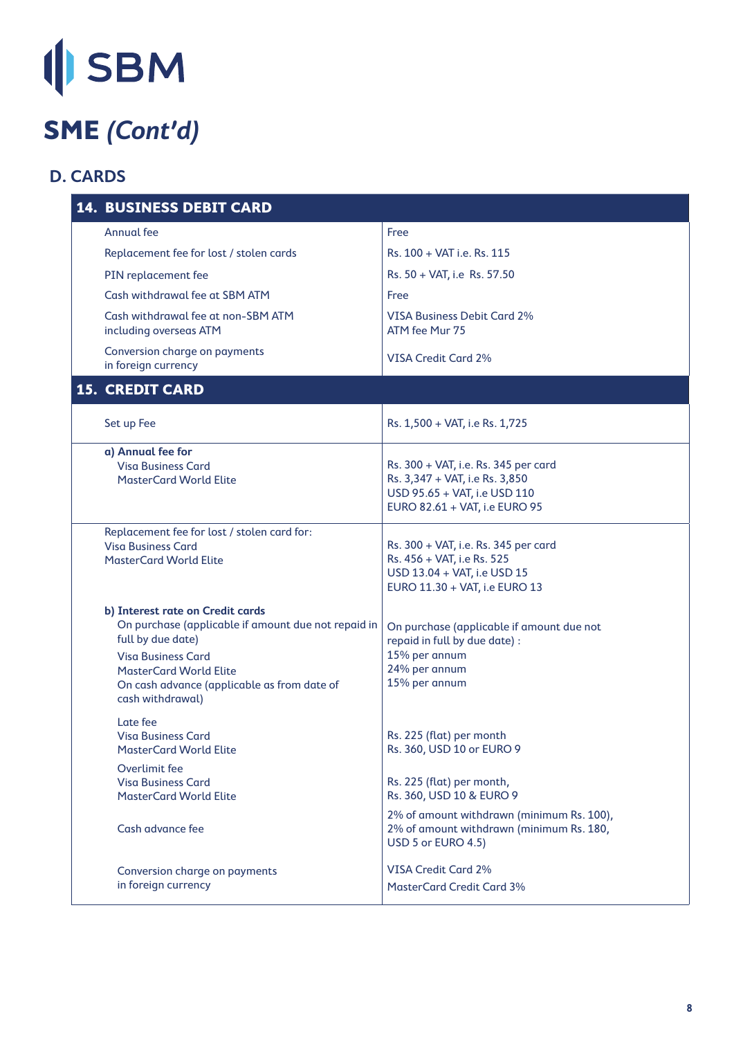# SME *(Cont'd)*

## D. CARDS

| **14. BUSINESS DEBIT CARD** | |
|---|---|
| Annual fee | Free |
| Replacement fee for lost / stolen cards | Rs. 100 + VAT i.e. Rs. 115 |
| PIN replacement fee | Rs. 50 + VAT, i.e Rs. 57.50 |
| Cash withdrawal fee at SBM ATM | Free |
| Cash withdrawal fee at non-SBM ATM including overseas ATM | VISA Business Debit Card 2%<br>ATM fee Mur 75 |
| Conversion charge on payments in foreign currency | VISA Credit Card 2% |

| **15. CREDIT CARD** | |
|---|---|
| Set up Fee | Rs. 1,500 + VAT, i.e Rs. 1,725 |
| **a) Annual fee for**<br>Visa Business Card<br>MasterCard World Elite | Rs. 300 + VAT, i.e. Rs. 345 per card<br>Rs. 3,347 + VAT, i.e Rs. 3,850<br>USD 95.65 + VAT, i.e USD 110<br>EURO 82.61 + VAT, i.e EURO 95 |
| Replacement fee for lost / stolen card for:<br>Visa Business Card<br>MasterCard World Elite | Rs. 300 + VAT, i.e. Rs. 345 per card<br>Rs. 456 + VAT, i.e Rs. 525<br>USD 13.04 + VAT, i.e USD 15<br>EURO 11.30 + VAT, i.e EURO 13 |
| **b) Interest rate on Credit cards**<br>On purchase (applicable if amount due not repaid in full by due date)<br>Visa Business Card<br>MasterCard World Elite<br>On cash advance (applicable as from date of cash withdrawal) | On purchase (applicable if amount due not repaid in full by due date) :<br>15% per annum<br>24% per annum<br>15% per annum |
| Late fee<br>Visa Business Card<br>MasterCard World Elite | Rs. 225 (flat) per month<br>Rs. 360, USD 10 or EURO 9 |
| Overlimit fee<br>Visa Business Card<br>MasterCard World Elite | Rs. 225 (flat) per month,<br>Rs. 360, USD 10 & EURO 9 |
| Cash advance fee | 2% of amount withdrawn (minimum Rs. 100),<br>2% of amount withdrawn (minimum Rs. 180, USD 5 or EURO 4.5) |
| Conversion charge on payments in foreign currency | VISA Credit Card 2%<br>MasterCard Credit Card 3% |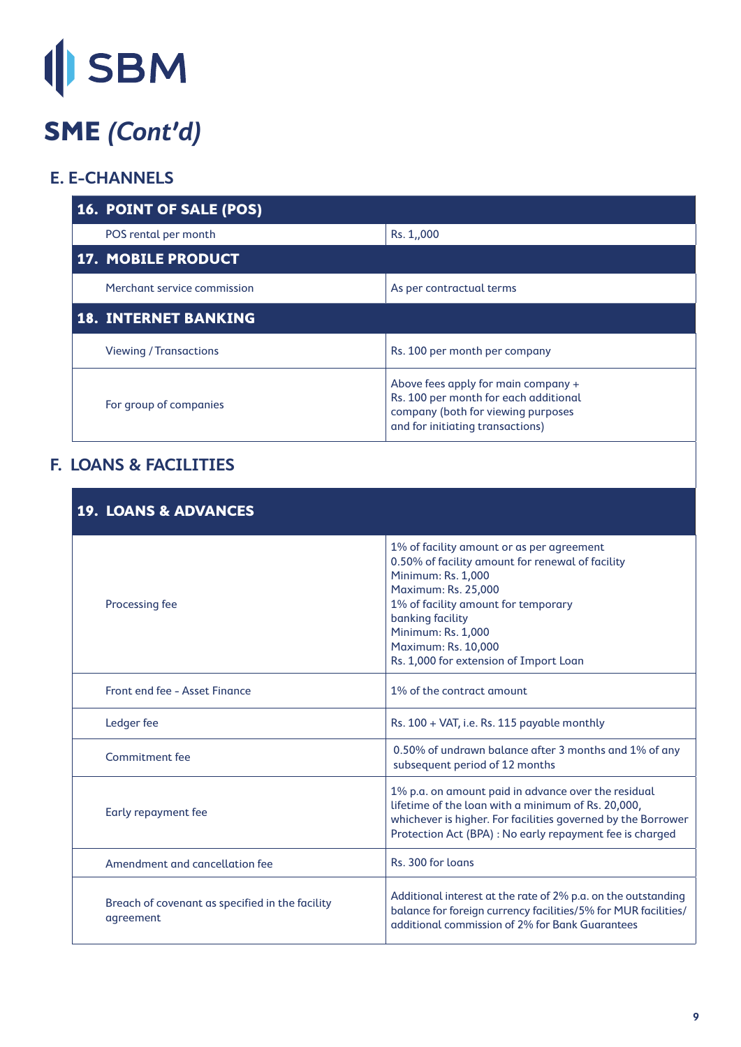SBM

# SME *(Cont'd)*

## E. E-CHANNELS

| 16. POINT OF SALE (POS) | |
|---|---|
| POS rental per month | Rs. 1,,000 |
| **17. MOBILE PRODUCT** | |
| Merchant service commission | As per contractual terms |
| **18. INTERNET BANKING** | |
| Viewing / Transactions | Rs. 100 per month per company |
| For group of companies | Above fees apply for main company + Rs. 100 per month for each additional company (both for viewing purposes and for initiating transactions) |

## F. LOANS & FACILITIES

| 19. LOANS & ADVANCES | |
|---|---|
| Processing fee | 1% of facility amount or as per agreement<br>0.50% of facility amount for renewal of facility<br>Minimum: Rs. 1,000<br>Maximum: Rs. 25,000<br>1% of facility amount for temporary banking facility<br>Minimum: Rs. 1,000<br>Maximum: Rs. 10,000<br>Rs. 1,000 for extension of Import Loan |
| Front end fee - Asset Finance | 1% of the contract amount |
| Ledger fee | Rs. 100 + VAT, i.e. Rs. 115 payable monthly |
| Commitment fee | 0.50% of undrawn balance after 3 months and 1% of any subsequent period of 12 months |
| Early repayment fee | 1% p.a. on amount paid in advance over the residual lifetime of the loan with a minimum of Rs. 20,000, whichever is higher. For facilities governed by the Borrower Protection Act (BPA) : No early repayment fee is charged |
| Amendment and cancellation fee | Rs. 300 for loans |
| Breach of covenant as specified in the facility agreement | Additional interest at the rate of 2% p.a. on the outstanding balance for foreign currency facilities/5% for MUR facilities/ additional commission of 2% for Bank Guarantees |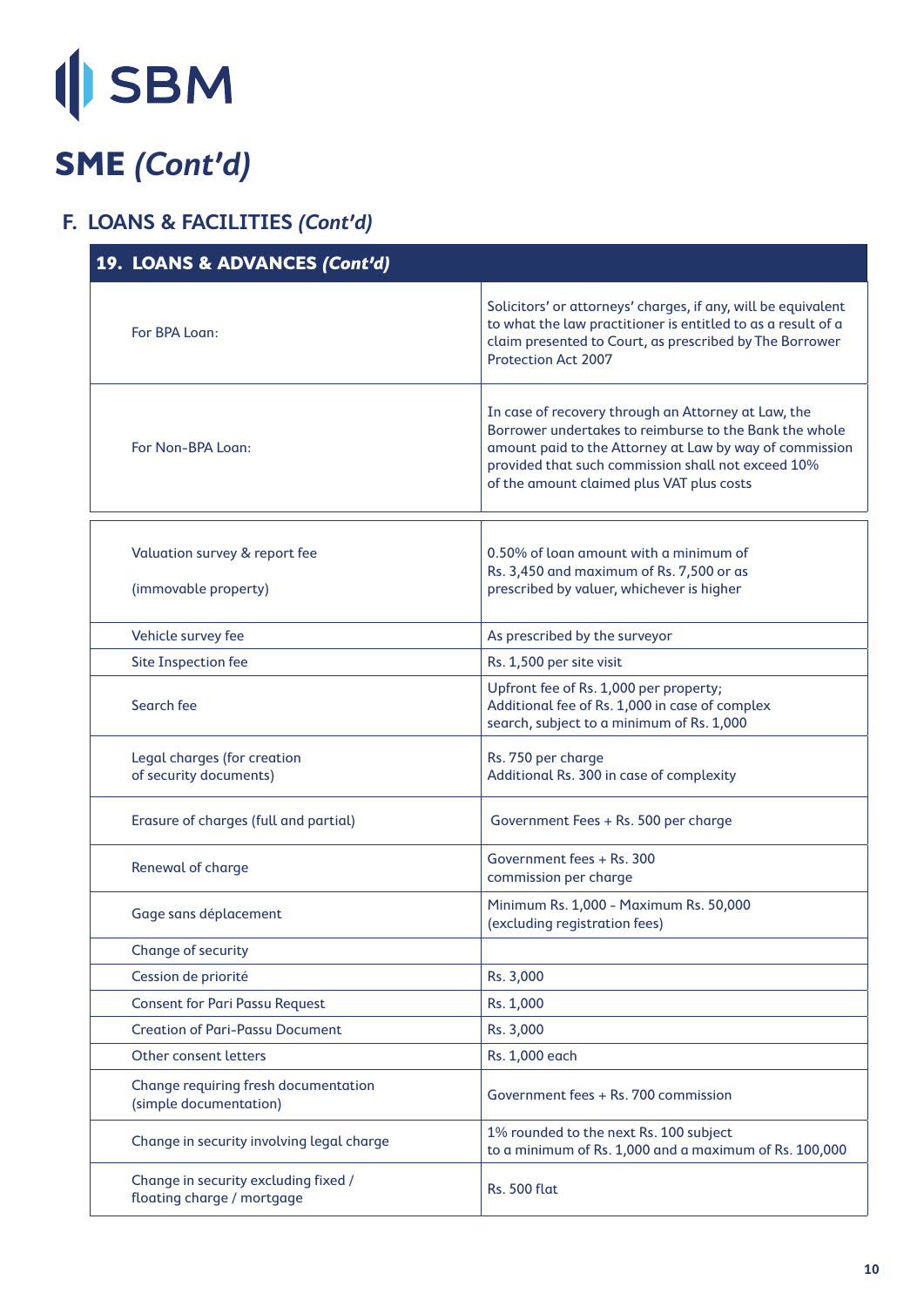# SME *(Cont'd)*

## F. LOANS & FACILITIES *(Cont'd)*

| 19. LOANS & ADVANCES *(Cont'd)* | |
|---|---|
| For BPA Loan: | Solicitors' or attorneys' charges, if any, will be equivalent to what the law practitioner is entitled to as a result of a claim presented to Court, as prescribed by The Borrower Protection Act 2007 |
| For Non-BPA Loan: | In case of recovery through an Attorney at Law, the Borrower undertakes to reimburse to the Bank the whole amount paid to the Attorney at Law by way of commission provided that such commission shall not exceed 10% of the amount claimed plus VAT plus costs |
| Valuation survey & report fee<br><br>(immovable property) | 0.50% of loan amount with a minimum of Rs. 3,450 and maximum of Rs. 7,500 or as prescribed by valuer, whichever is higher |
| Vehicle survey fee | As prescribed by the surveyor |
| Site Inspection fee | Rs. 1,500 per site visit |
| Search fee | Upfront fee of Rs. 1,000 per property;<br>Additional fee of Rs. 1,000 in case of complex search, subject to a minimum of Rs. 1,000 |
| Legal charges (for creation of security documents) | Rs. 750 per charge<br>Additional Rs. 300 in case of complexity |
| Erasure of charges (full and partial) | Government Fees + Rs. 500 per charge |
| Renewal of charge | Government fees + Rs. 300 commission per charge |
| Gage sans déplacement | Minimum Rs. 1,000 - Maximum Rs. 50,000 (excluding registration fees) |
| Change of security | |
| Cession de priorité | Rs. 3,000 |
| Consent for Pari Passu Request | Rs. 1,000 |
| Creation of Pari-Passu Document | Rs. 3,000 |
| Other consent letters | Rs. 1,000 each |
| Change requiring fresh documentation (simple documentation) | Government fees + Rs. 700 commission |
| Change in security involving legal charge | 1% rounded to the next Rs. 100 subject to a minimum of Rs. 1,000 and a maximum of Rs. 100,000 |
| Change in security excluding fixed / floating charge / mortgage | Rs. 500 flat |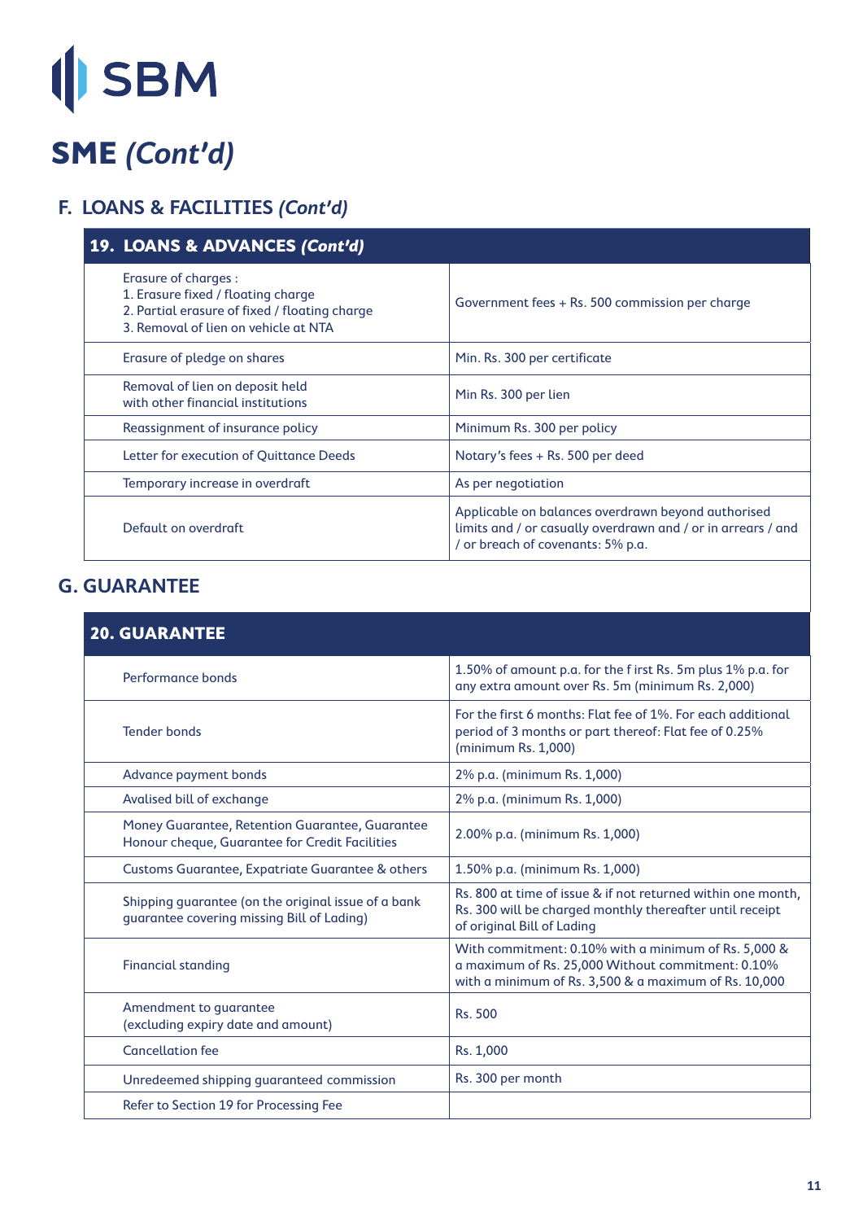# SME *(Cont'd)*

## F. LOANS & FACILITIES *(Cont'd)*

| 19. LOANS & ADVANCES *(Cont'd)* | |
|---|---|
| Erasure of charges :<br>1. Erasure fixed / floating charge<br>2. Partial erasure of fixed / floating charge<br>3. Removal of lien on vehicle at NTA | Government fees + Rs. 500 commission per charge |
| Erasure of pledge on shares | Min. Rs. 300 per certificate |
| Removal of lien on deposit held with other financial institutions | Min Rs. 300 per lien |
| Reassignment of insurance policy | Minimum Rs. 300 per policy |
| Letter for execution of Quittance Deeds | Notary's fees + Rs. 500 per deed |
| Temporary increase in overdraft | As per negotiation |
| Default on overdraft | Applicable on balances overdrawn beyond authorised limits and / or casually overdrawn and / or in arrears / and / or breach of covenants: 5% p.a. |

## G. GUARANTEE

| 20. GUARANTEE | |
|---|---|
| Performance bonds | 1.50% of amount p.a. for the f irst Rs. 5m plus 1% p.a. for any extra amount over Rs. 5m (minimum Rs. 2,000) |
| Tender bonds | For the first 6 months: Flat fee of 1%. For each additional period of 3 months or part thereof: Flat fee of 0.25% (minimum Rs. 1,000) |
| Advance payment bonds | 2% p.a. (minimum Rs. 1,000) |
| Avalised bill of exchange | 2% p.a. (minimum Rs. 1,000) |
| Money Guarantee, Retention Guarantee, Guarantee Honour cheque, Guarantee for Credit Facilities | 2.00% p.a. (minimum Rs. 1,000) |
| Customs Guarantee, Expatriate Guarantee & others | 1.50% p.a. (minimum Rs. 1,000) |
| Shipping guarantee (on the original issue of a bank guarantee covering missing Bill of Lading) | Rs. 800 at time of issue & if not returned within one month, Rs. 300 will be charged monthly thereafter until receipt of original Bill of Lading |
| Financial standing | With commitment: 0.10% with a minimum of Rs. 5,000 & a maximum of Rs. 25,000 Without commitment: 0.10% with a minimum of Rs. 3,500 & a maximum of Rs. 10,000 |
| Amendment to guarantee (excluding expiry date and amount) | Rs. 500 |
| Cancellation fee | Rs. 1,000 |
| Unredeemed shipping guaranteed commission | Rs. 300 per month |
| Refer to Section 19 for Processing Fee | |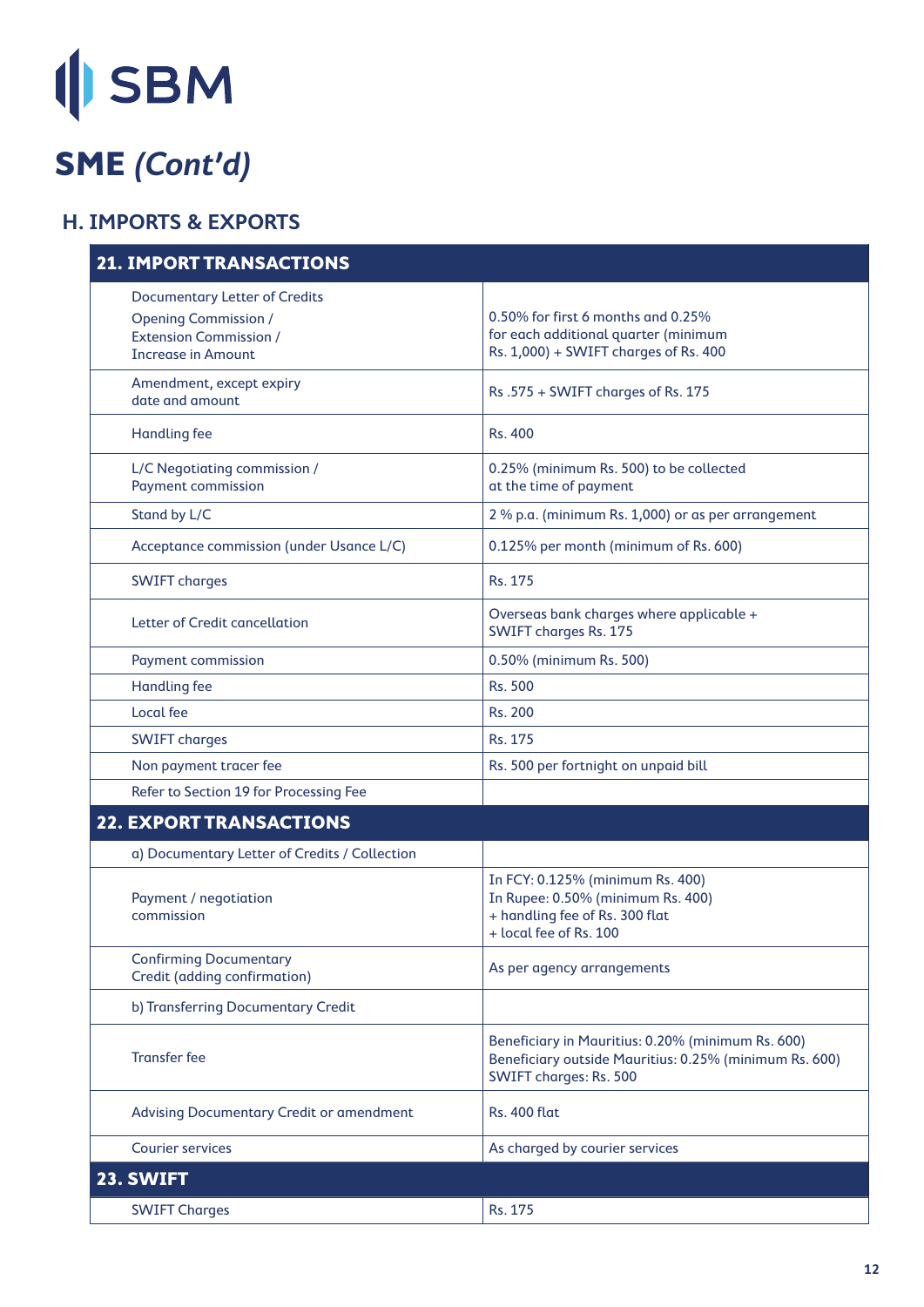# SBM

# SME *(Cont'd)*

## H. IMPORTS & EXPORTS

| 21. IMPORT TRANSACTIONS | |
|---|---|
| Documentary Letter of Credits<br>Opening Commission /<br>Extension Commission /<br>Increase in Amount | 0.50% for first 6 months and 0.25% for each additional quarter (minimum Rs. 1,000) + SWIFT charges of Rs. 400 |
| Amendment, except expiry date and amount | Rs .575 + SWIFT charges of Rs. 175 |
| Handling fee | Rs. 400 |
| L/C Negotiating commission / Payment commission | 0.25% (minimum Rs. 500) to be collected at the time of payment |
| Stand by L/C | 2 % p.a. (minimum Rs. 1,000) or as per arrangement |
| Acceptance commission (under Usance L/C) | 0.125% per month (minimum of Rs. 600) |
| SWIFT charges | Rs. 175 |
| Letter of Credit cancellation | Overseas bank charges where applicable + SWIFT charges Rs. 175 |
| Payment commission | 0.50% (minimum Rs. 500) |
| Handling fee | Rs. 500 |
| Local fee | Rs. 200 |
| SWIFT charges | Rs. 175 |
| Non payment tracer fee | Rs. 500 per fortnight on unpaid bill |
| Refer to Section 19 for Processing Fee | |
| **22. EXPORT TRANSACTIONS** | |
| a) Documentary Letter of Credits / Collection | |
| Payment / negotiation commission | In FCY: 0.125% (minimum Rs. 400)<br>In Rupee: 0.50% (minimum Rs. 400)<br>+ handling fee of Rs. 300 flat<br>+ local fee of Rs. 100 |
| Confirming Documentary Credit (adding confirmation) | As per agency arrangements |
| b) Transferring Documentary Credit | |
| Transfer fee | Beneficiary in Mauritius: 0.20% (minimum Rs. 600)<br>Beneficiary outside Mauritius: 0.25% (minimum Rs. 600)<br>SWIFT charges: Rs. 500 |
| Advising Documentary Credit or amendment | Rs. 400 flat |
| Courier services | As charged by courier services |
| **23. SWIFT** | |
| SWIFT Charges | Rs. 175 |